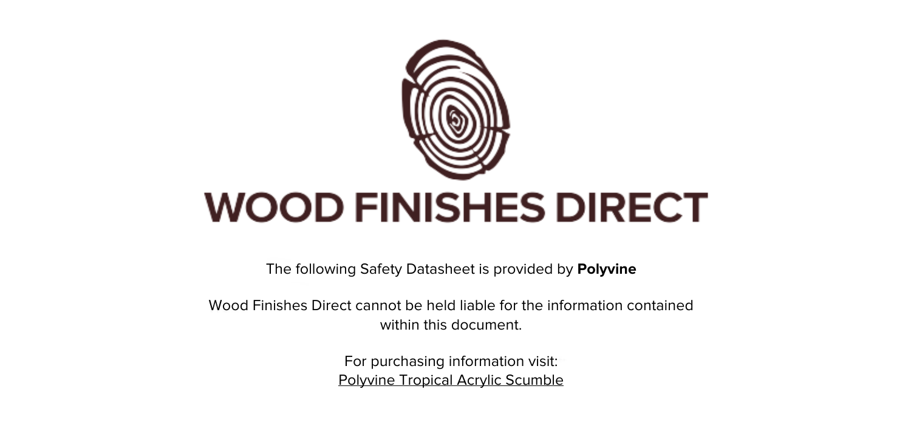# WOOD FINISHES DIRECT

The following Safety Datasheet is provided by **Polyvine**

Wood Finishes Direct cannot be held liable for the information contained within this document.

For purchasing information visit:
Polyvine Tropical Acrylic Scumble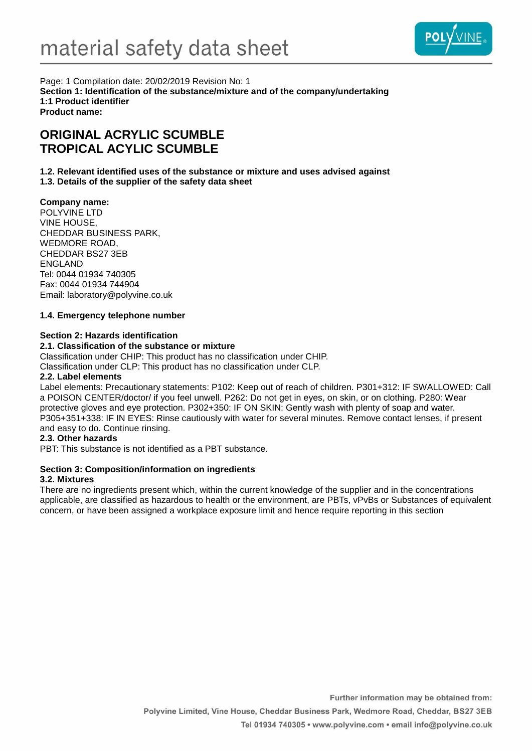# material safety data sheet

Page: 1 Compilation date: 20/02/2019 Revision No: 1

**Section 1: Identification of the substance/mixture and of the company/undertaking**

**1:1 Product identifier**

**Product name:**

## ORIGINAL ACRYLIC SCUMBLE
## TROPICAL ACYLIC SCUMBLE

**1.2. Relevant identified uses of the substance or mixture and uses advised against**

**1.3. Details of the supplier of the safety data sheet**

**Company name:**
POLYVINE LTD
VINE HOUSE,
CHEDDAR BUSINESS PARK,
WEDMORE ROAD,
CHEDDAR BS27 3EB
ENGLAND
Tel: 0044 01934 740305
Fax: 0044 01934 744904
Email: laboratory@polyvine.co.uk

**1.4. Emergency telephone number**

**Section 2: Hazards identification**

**2.1. Classification of the substance or mixture**

Classification under CHIP: This product has no classification under CHIP.
Classification under CLP: This product has no classification under CLP.

**2.2. Label elements**

Label elements: Precautionary statements: P102: Keep out of reach of children. P301+312: IF SWALLOWED: Call a POISON CENTER/doctor/ if you feel unwell. P262: Do not get in eyes, on skin, or on clothing. P280: Wear protective gloves and eye protection. P302+350: IF ON SKIN: Gently wash with plenty of soap and water. P305+351+338: IF IN EYES: Rinse cautiously with water for several minutes. Remove contact lenses, if present and easy to do. Continue rinsing.

**2.3. Other hazards**

PBT: This substance is not identified as a PBT substance.

**Section 3: Composition/information on ingredients**

**3.2. Mixtures**

There are no ingredients present which, within the current knowledge of the supplier and in the concentrations applicable, are classified as hazardous to health or the environment, are PBTs, vPvBs or Substances of equivalent concern, or have been assigned a workplace exposure limit and hence require reporting in this section

Further information may be obtained from:
Polyvine Limited, Vine House, Cheddar Business Park, Wedmore Road, Cheddar, BS27 3EB
Tel 01934 740305 • www.polyvine.com • email info@polyvine.co.uk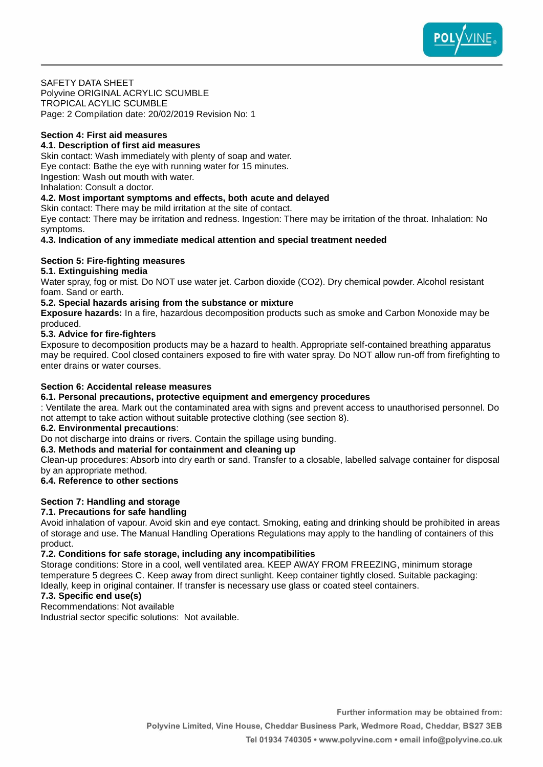SAFETY DATA SHEET
Polyvine ORIGINAL ACRYLIC SCUMBLE
TROPICAL ACYLIC SCUMBLE
Page: 2 Compilation date: 20/02/2019 Revision No: 1

## Section 4: First aid measures

### 4.1. Description of first aid measures

Skin contact: Wash immediately with plenty of soap and water.
Eye contact: Bathe the eye with running water for 15 minutes.
Ingestion: Wash out mouth with water.
Inhalation: Consult a doctor.

### 4.2. Most important symptoms and effects, both acute and delayed

Skin contact: There may be mild irritation at the site of contact.
Eye contact: There may be irritation and redness. Ingestion: There may be irritation of the throat. Inhalation: No symptoms.

### 4.3. Indication of any immediate medical attention and special treatment needed

## Section 5: Fire-fighting measures

### 5.1. Extinguishing media

Water spray, fog or mist. Do NOT use water jet. Carbon dioxide (CO2). Dry chemical powder. Alcohol resistant foam. Sand or earth.

### 5.2. Special hazards arising from the substance or mixture

**Exposure hazards:** In a fire, hazardous decomposition products such as smoke and Carbon Monoxide may be produced.

### 5.3. Advice for fire-fighters

Exposure to decomposition products may be a hazard to health. Appropriate self-contained breathing apparatus may be required. Cool closed containers exposed to fire with water spray. Do NOT allow run-off from firefighting to enter drains or water courses.

## Section 6: Accidental release measures

### 6.1. Personal precautions, protective equipment and emergency procedures

: Ventilate the area. Mark out the contaminated area with signs and prevent access to unauthorised personnel. Do not attempt to take action without suitable protective clothing (see section 8).

### 6.2. Environmental precautions:

Do not discharge into drains or rivers. Contain the spillage using bunding.

### 6.3. Methods and material for containment and cleaning up

Clean-up procedures: Absorb into dry earth or sand. Transfer to a closable, labelled salvage container for disposal by an appropriate method.

### 6.4. Reference to other sections

## Section 7: Handling and storage

### 7.1. Precautions for safe handling

Avoid inhalation of vapour. Avoid skin and eye contact. Smoking, eating and drinking should be prohibited in areas of storage and use. The Manual Handling Operations Regulations may apply to the handling of containers of this product.

### 7.2. Conditions for safe storage, including any incompatibilities

Storage conditions: Store in a cool, well ventilated area. KEEP AWAY FROM FREEZING, minimum storage temperature 5 degrees C. Keep away from direct sunlight. Keep container tightly closed. Suitable packaging: Ideally, keep in original container. If transfer is necessary use glass or coated steel containers.

### 7.3. Specific end use(s)

Recommendations: Not available
Industrial sector specific solutions: Not available.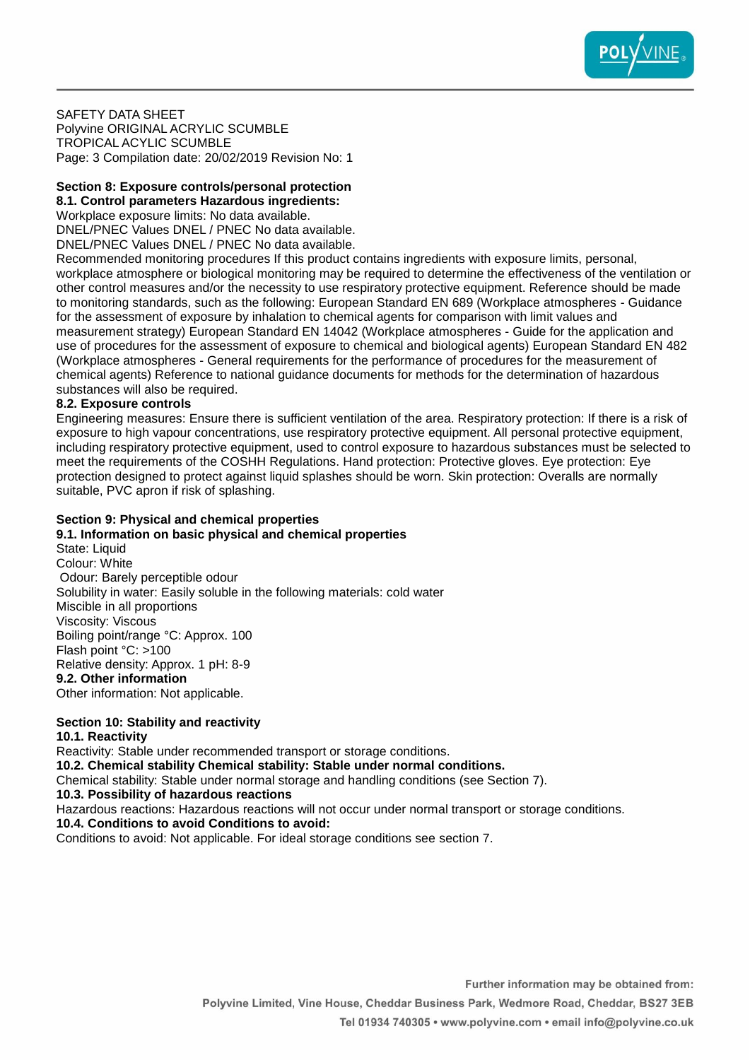SAFETY DATA SHEET
Polyvine ORIGINAL ACRYLIC SCUMBLE
TROPICAL ACYLIC SCUMBLE
Page: 3 Compilation date: 20/02/2019 Revision No: 1

**Section 8: Exposure controls/personal protection**

**8.1. Control parameters Hazardous ingredients:**

Workplace exposure limits: No data available.
DNEL/PNEC Values DNEL / PNEC No data available.
DNEL/PNEC Values DNEL / PNEC No data available.
Recommended monitoring procedures If this product contains ingredients with exposure limits, personal, workplace atmosphere or biological monitoring may be required to determine the effectiveness of the ventilation or other control measures and/or the necessity to use respiratory protective equipment. Reference should be made to monitoring standards, such as the following: European Standard EN 689 (Workplace atmospheres - Guidance for the assessment of exposure by inhalation to chemical agents for comparison with limit values and measurement strategy) European Standard EN 14042 (Workplace atmospheres - Guide for the application and use of procedures for the assessment of exposure to chemical and biological agents) European Standard EN 482 (Workplace atmospheres - General requirements for the performance of procedures for the measurement of chemical agents) Reference to national guidance documents for methods for the determination of hazardous substances will also be required.

**8.2. Exposure controls**

Engineering measures: Ensure there is sufficient ventilation of the area. Respiratory protection: If there is a risk of exposure to high vapour concentrations, use respiratory protective equipment. All personal protective equipment, including respiratory protective equipment, used to control exposure to hazardous substances must be selected to meet the requirements of the COSHH Regulations. Hand protection: Protective gloves. Eye protection: Eye protection designed to protect against liquid splashes should be worn. Skin protection: Overalls are normally suitable, PVC apron if risk of splashing.

**Section 9: Physical and chemical properties**

**9.1. Information on basic physical and chemical properties**

State: Liquid
Colour: White
Odour: Barely perceptible odour
Solubility in water: Easily soluble in the following materials: cold water
Miscible in all proportions
Viscosity: Viscous
Boiling point/range °C: Approx. 100
Flash point °C: >100
Relative density: Approx. 1 pH: 8-9

**9.2. Other information**

Other information: Not applicable.

**Section 10: Stability and reactivity**

**10.1. Reactivity**

Reactivity: Stable under recommended transport or storage conditions.

**10.2. Chemical stability Chemical stability: Stable under normal conditions.**

Chemical stability: Stable under normal storage and handling conditions (see Section 7).

**10.3. Possibility of hazardous reactions**

Hazardous reactions: Hazardous reactions will not occur under normal transport or storage conditions.

**10.4. Conditions to avoid Conditions to avoid:**

Conditions to avoid: Not applicable. For ideal storage conditions see section 7.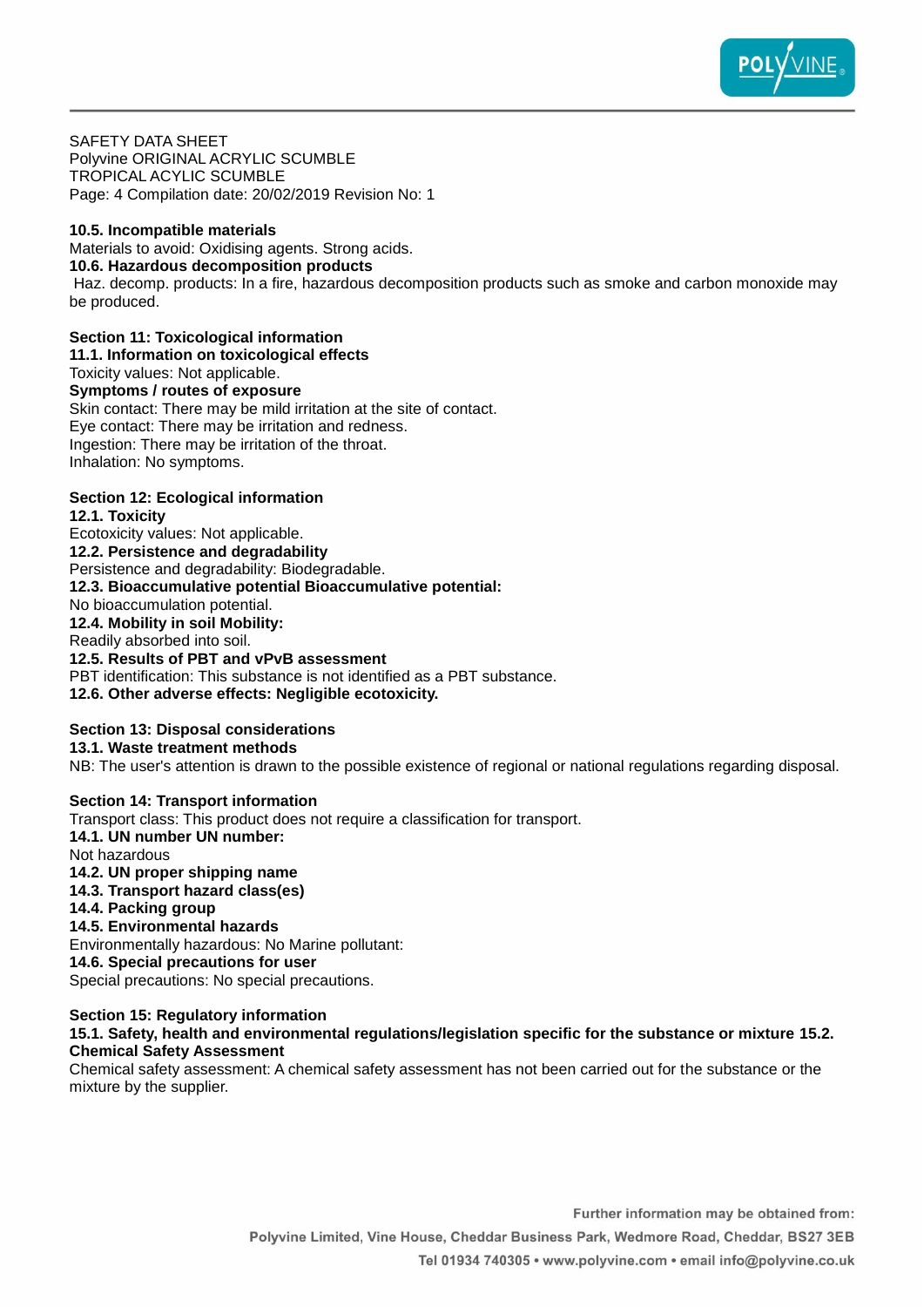SAFETY DATA SHEET
Polyvine ORIGINAL ACRYLIC SCUMBLE
TROPICAL ACYLIC SCUMBLE
Page: 4 Compilation date: 20/02/2019 Revision No: 1

**10.5. Incompatible materials**
Materials to avoid: Oxidising agents. Strong acids.
**10.6. Hazardous decomposition products**
Haz. decomp. products: In a fire, hazardous decomposition products such as smoke and carbon monoxide may be produced.

## Section 11: Toxicological information

**11.1. Information on toxicological effects**
Toxicity values: Not applicable.
**Symptoms / routes of exposure**
Skin contact: There may be mild irritation at the site of contact.
Eye contact: There may be irritation and redness.
Ingestion: There may be irritation of the throat.
Inhalation: No symptoms.

## Section 12: Ecological information

**12.1. Toxicity**
Ecotoxicity values: Not applicable.
**12.2. Persistence and degradability**
Persistence and degradability: Biodegradable.
**12.3. Bioaccumulative potential Bioaccumulative potential:**
No bioaccumulation potential.
**12.4. Mobility in soil Mobility:**
Readily absorbed into soil.
**12.5. Results of PBT and vPvB assessment**
PBT identification: This substance is not identified as a PBT substance.
**12.6. Other adverse effects: Negligible ecotoxicity.**

## Section 13: Disposal considerations

**13.1. Waste treatment methods**
NB: The user's attention is drawn to the possible existence of regional or national regulations regarding disposal.

## Section 14: Transport information

Transport class: This product does not require a classification for transport.
**14.1. UN number UN number:**
Not hazardous
**14.2. UN proper shipping name**
**14.3. Transport hazard class(es)**
**14.4. Packing group**
**14.5. Environmental hazards**
Environmentally hazardous: No Marine pollutant:
**14.6. Special precautions for user**
Special precautions: No special precautions.

## Section 15: Regulatory information

**15.1. Safety, health and environmental regulations/legislation specific for the substance or mixture 15.2. Chemical Safety Assessment**
Chemical safety assessment: A chemical safety assessment has not been carried out for the substance or the mixture by the supplier.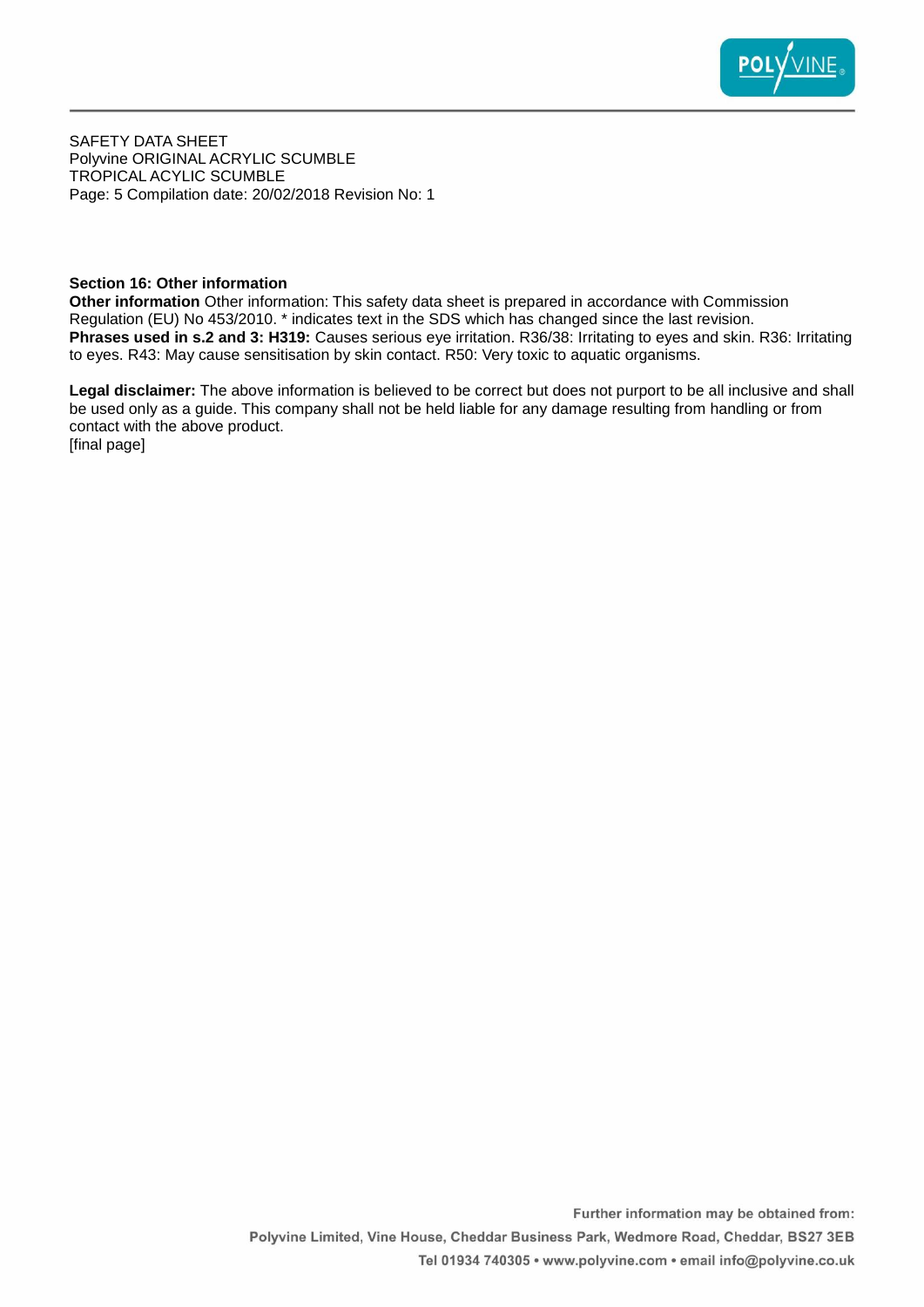## Section 16: Other information

**Other information** Other information: This safety data sheet is prepared in accordance with Commission Regulation (EU) No 453/2010. * indicates text in the SDS which has changed since the last revision.

**Phrases used in s.2 and 3: H319:** Causes serious eye irritation. R36/38: Irritating to eyes and skin. R36: Irritating to eyes. R43: May cause sensitisation by skin contact. R50: Very toxic to aquatic organisms.

**Legal disclaimer:** The above information is believed to be correct but does not purport to be all inclusive and shall be used only as a guide. This company shall not be held liable for any damage resulting from handling or from contact with the above product.

[final page]